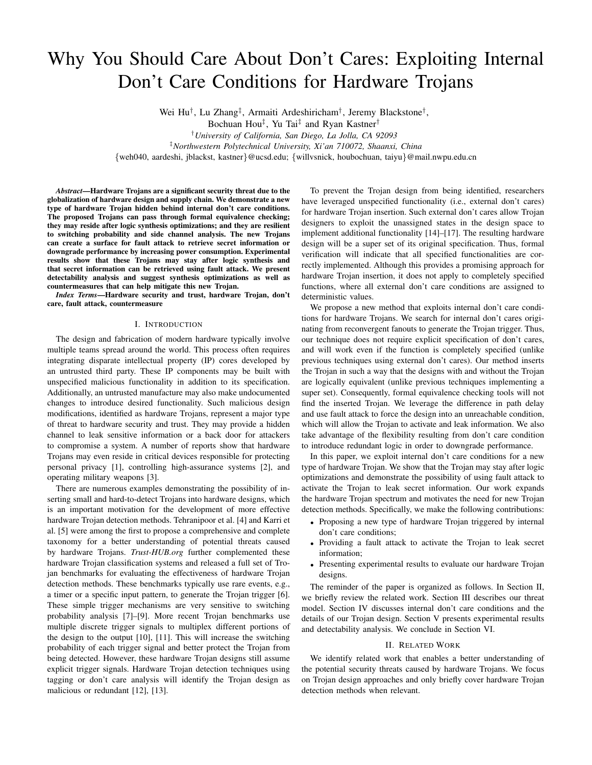# Why You Should Care About Don't Cares: Exploiting Internal Don't Care Conditions for Hardware Trojans

Wei Hu[†], Lu Zhang[‡], Armaiti Ardeshiricham[†], Jeremy Blackstone[†], Bochuan Hou[‡], Yu Tai[‡] and Ryan Kastner[†]

[†]*University of California, San Diego, La Jolla, CA 92093*

[‡]*Northwestern Polytechnical University, Xi'an 710072, Shaanxi, China*

{weh040, aardeshi, jblackst, kastner}@ucsd.edu; {willvsnick, houbochuan, taiyu}@mail.nwpu.edu.cn

***Abstract*—Hardware Trojans are a significant security threat due to the globalization of hardware design and supply chain. We demonstrate a new type of hardware Trojan hidden behind internal don't care conditions. The proposed Trojans can pass through formal equivalence checking; they may reside after logic synthesis optimizations; and they are resilient to switching probability and side channel analysis. The new Trojans can create a surface for fault attack to retrieve secret information or downgrade performance by increasing power consumption. Experimental results show that these Trojans may stay after logic synthesis and that secret information can be retrieved using fault attack. We present detectability analysis and suggest synthesis optimizations as well as countermeasures that can help mitigate this new Trojan.**

***Index Terms*—Hardware security and trust, hardware Trojan, don't care, fault attack, countermeasure**

## I. Introduction

The design and fabrication of modern hardware typically involve multiple teams spread around the world. This process often requires integrating disparate intellectual property (IP) cores developed by an untrusted third party. These IP components may be built with unspecified malicious functionality in addition to its specification. Additionally, an untrusted manufacture may also make undocumented changes to introduce desired functionality. Such malicious design modifications, identified as hardware Trojans, represent a major type of threat to hardware security and trust. They may provide a hidden channel to leak sensitive information or a back door for attackers to compromise a system. A number of reports show that hardware Trojans may even reside in critical devices responsible for protecting personal privacy [1], controlling high-assurance systems [2], and operating military weapons [3].

There are numerous examples demonstrating the possibility of inserting small and hard-to-detect Trojans into hardware designs, which is an important motivation for the development of more effective hardware Trojan detection methods. Tehranipoor et al. [4] and Karri et al. [5] were among the first to propose a comprehensive and complete taxonomy for a better understanding of potential threats caused by hardware Trojans. *Trust-HUB.org* further complemented these hardware Trojan classification systems and released a full set of Trojan benchmarks for evaluating the effectiveness of hardware Trojan detection methods. These benchmarks typically use rare events, e.g., a timer or a specific input pattern, to generate the Trojan trigger [6]. These simple trigger mechanisms are very sensitive to switching probability analysis [7]–[9]. More recent Trojan benchmarks use multiple discrete trigger signals to multiplex different portions of the design to the output [10], [11]. This will increase the switching probability of each trigger signal and better protect the Trojan from being detected. However, these hardware Trojan designs still assume explicit trigger signals. Hardware Trojan detection techniques using tagging or don't care analysis will identify the Trojan design as malicious or redundant [12], [13].

To prevent the Trojan design from being identified, researchers have leveraged unspecified functionality (i.e., external don't cares) for hardware Trojan insertion. Such external don't cares allow Trojan designers to exploit the unassigned states in the design space to implement additional functionality [14]–[17]. The resulting hardware design will be a super set of its original specification. Thus, formal verification will indicate that all specified functionalities are correctly implemented. Although this provides a promising approach for hardware Trojan insertion, it does not apply to completely specified functions, where all external don't care conditions are assigned to deterministic values.

We propose a new method that exploits internal don't care conditions for hardware Trojans. We search for internal don't cares originating from reconvergent fanouts to generate the Trojan trigger. Thus, our technique does not require explicit specification of don't cares, and will work even if the function is completely specified (unlike previous techniques using external don't cares). Our method inserts the Trojan in such a way that the designs with and without the Trojan are logically equivalent (unlike previous techniques implementing a super set). Consequently, formal equivalence checking tools will not find the inserted Trojan. We leverage the difference in path delay and use fault attack to force the design into an unreachable condition, which will allow the Trojan to activate and leak information. We also take advantage of the flexibility resulting from don't care condition to introduce redundant logic in order to downgrade performance.

In this paper, we exploit internal don't care conditions for a new type of hardware Trojan. We show that the Trojan may stay after logic optimizations and demonstrate the possibility of using fault attack to activate the Trojan to leak secret information. Our work expands the hardware Trojan spectrum and motivates the need for new Trojan detection methods. Specifically, we make the following contributions:

- Proposing a new type of hardware Trojan triggered by internal don't care conditions;
- Providing a fault attack to activate the Trojan to leak secret information;
- Presenting experimental results to evaluate our hardware Trojan designs.

The reminder of the paper is organized as follows. In Section II, we briefly review the related work. Section III describes our threat model. Section IV discusses internal don't care conditions and the details of our Trojan design. Section V presents experimental results and detectability analysis. We conclude in Section VI.

## II. Related Work

We identify related work that enables a better understanding of the potential security threats caused by hardware Trojans. We focus on Trojan design approaches and only briefly cover hardware Trojan detection methods when relevant.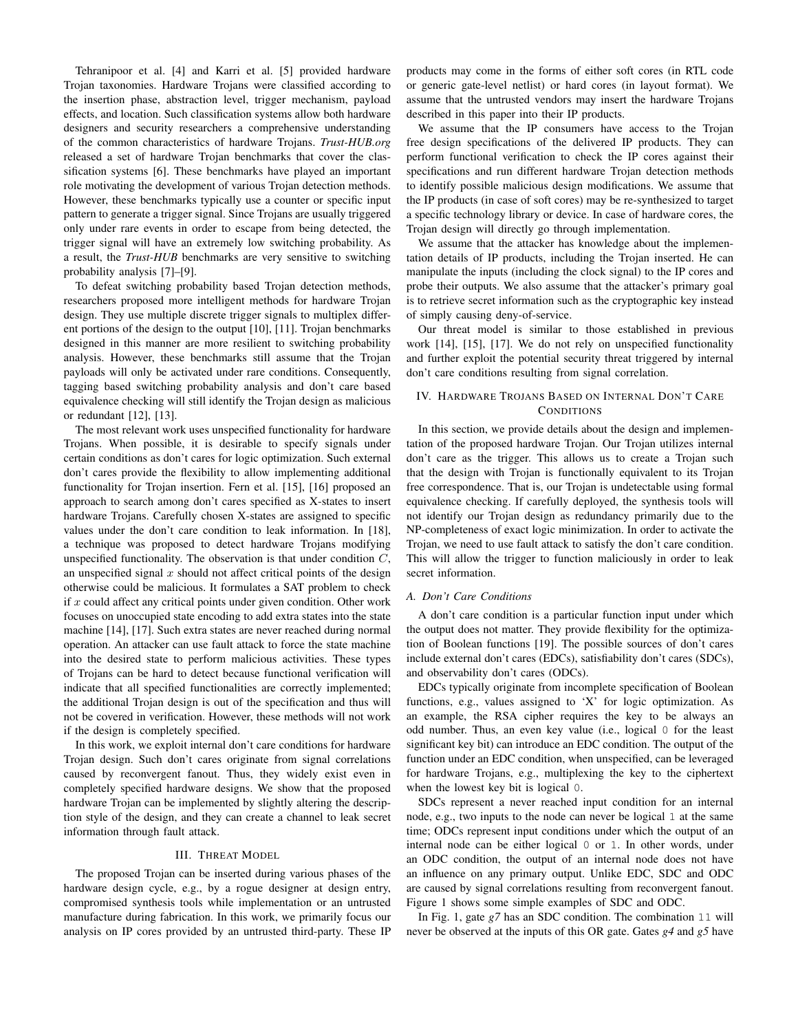Tehranipoor et al. [4] and Karri et al. [5] provided hardware Trojan taxonomies. Hardware Trojans were classified according to the insertion phase, abstraction level, trigger mechanism, payload effects, and location. Such classification systems allow both hardware designers and security researchers a comprehensive understanding of the common characteristics of hardware Trojans. *Trust-HUB.org* released a set of hardware Trojan benchmarks that cover the classification systems [6]. These benchmarks have played an important role motivating the development of various Trojan detection methods. However, these benchmarks typically use a counter or specific input pattern to generate a trigger signal. Since Trojans are usually triggered only under rare events in order to escape from being detected, the trigger signal will have an extremely low switching probability. As a result, the *Trust-HUB* benchmarks are very sensitive to switching probability analysis [7]–[9].

To defeat switching probability based Trojan detection methods, researchers proposed more intelligent methods for hardware Trojan design. They use multiple discrete trigger signals to multiplex different portions of the design to the output [10], [11]. Trojan benchmarks designed in this manner are more resilient to switching probability analysis. However, these benchmarks still assume that the Trojan payloads will only be activated under rare conditions. Consequently, tagging based switching probability analysis and don't care based equivalence checking will still identify the Trojan design as malicious or redundant [12], [13].

The most relevant work uses unspecified functionality for hardware Trojans. When possible, it is desirable to specify signals under certain conditions as don't cares for logic optimization. Such external don't cares provide the flexibility to allow implementing additional functionality for Trojan insertion. Fern et al. [15], [16] proposed an approach to search among don't cares specified as X-states to insert hardware Trojans. Carefully chosen X-states are assigned to specific values under the don't care condition to leak information. In [18], a technique was proposed to detect hardware Trojans modifying unspecified functionality. The observation is that under condition $C$, an unspecified signal $x$ should not affect critical points of the design otherwise could be malicious. It formulates a SAT problem to check if $x$ could affect any critical points under given condition. Other work focuses on unoccupied state encoding to add extra states into the state machine [14], [17]. Such extra states are never reached during normal operation. An attacker can use fault attack to force the state machine into the desired state to perform malicious activities. These types of Trojans can be hard to detect because functional verification will indicate that all specified functionalities are correctly implemented; the additional Trojan design is out of the specification and thus will not be covered in verification. However, these methods will not work if the design is completely specified.

In this work, we exploit internal don't care conditions for hardware Trojan design. Such don't cares originate from signal correlations caused by reconvergent fanout. Thus, they widely exist even in completely specified hardware designs. We show that the proposed hardware Trojan can be implemented by slightly altering the description style of the design, and they can create a channel to leak secret information through fault attack.

## III. Threat Model

The proposed Trojan can be inserted during various phases of the hardware design cycle, e.g., by a rogue designer at design entry, compromised synthesis tools while implementation or an untrusted manufacture during fabrication. In this work, we primarily focus our analysis on IP cores provided by an untrusted third-party. These IP products may come in the forms of either soft cores (in RTL code or generic gate-level netlist) or hard cores (in layout format). We assume that the untrusted vendors may insert the hardware Trojans described in this paper into their IP products.

We assume that the IP consumers have access to the Trojan free design specifications of the delivered IP products. They can perform functional verification to check the IP cores against their specifications and run different hardware Trojan detection methods to identify possible malicious design modifications. We assume that the IP products (in case of soft cores) may be re-synthesized to target a specific technology library or device. In case of hardware cores, the Trojan design will directly go through implementation.

We assume that the attacker has knowledge about the implementation details of IP products, including the Trojan inserted. He can manipulate the inputs (including the clock signal) to the IP cores and probe their outputs. We also assume that the attacker's primary goal is to retrieve secret information such as the cryptographic key instead of simply causing deny-of-service.

Our threat model is similar to those established in previous work [14], [15], [17]. We do not rely on unspecified functionality and further exploit the potential security threat triggered by internal don't care conditions resulting from signal correlation.

## IV. Hardware Trojans Based on Internal Don't Care Conditions

In this section, we provide details about the design and implementation of the proposed hardware Trojan. Our Trojan utilizes internal don't care as the trigger. This allows us to create a Trojan such that the design with Trojan is functionally equivalent to its Trojan free correspondence. That is, our Trojan is undetectable using formal equivalence checking. If carefully deployed, the synthesis tools will not identify our Trojan design as redundancy primarily due to the NP-completeness of exact logic minimization. In order to activate the Trojan, we need to use fault attack to satisfy the don't care condition. This will allow the trigger to function maliciously in order to leak secret information.

### A. Don't Care Conditions

A don't care condition is a particular function input under which the output does not matter. They provide flexibility for the optimization of Boolean functions [19]. The possible sources of don't cares include external don't cares (EDCs), satisfiability don't cares (SDCs), and observability don't cares (ODCs).

EDCs typically originate from incomplete specification of Boolean functions, e.g., values assigned to 'X' for logic optimization. As an example, the RSA cipher requires the key to be always an odd number. Thus, an even key value (i.e., logical 0 for the least significant key bit) can introduce an EDC condition. The output of the function under an EDC condition, when unspecified, can be leveraged for hardware Trojans, e.g., multiplexing the key to the ciphertext when the lowest key bit is logical 0.

SDCs represent a never reached input condition for an internal node, e.g., two inputs to the node can never be logical 1 at the same time; ODCs represent input conditions under which the output of an internal node can be either logical 0 or 1. In other words, under an ODC condition, the output of an internal node does not have an influence on any primary output. Unlike EDC, SDC and ODC are caused by signal correlations resulting from reconvergent fanout. Figure 1 shows some simple examples of SDC and ODC.

In Fig. 1, gate *g7* has an SDC condition. The combination 11 will never be observed at the inputs of this OR gate. Gates *g4* and *g5* have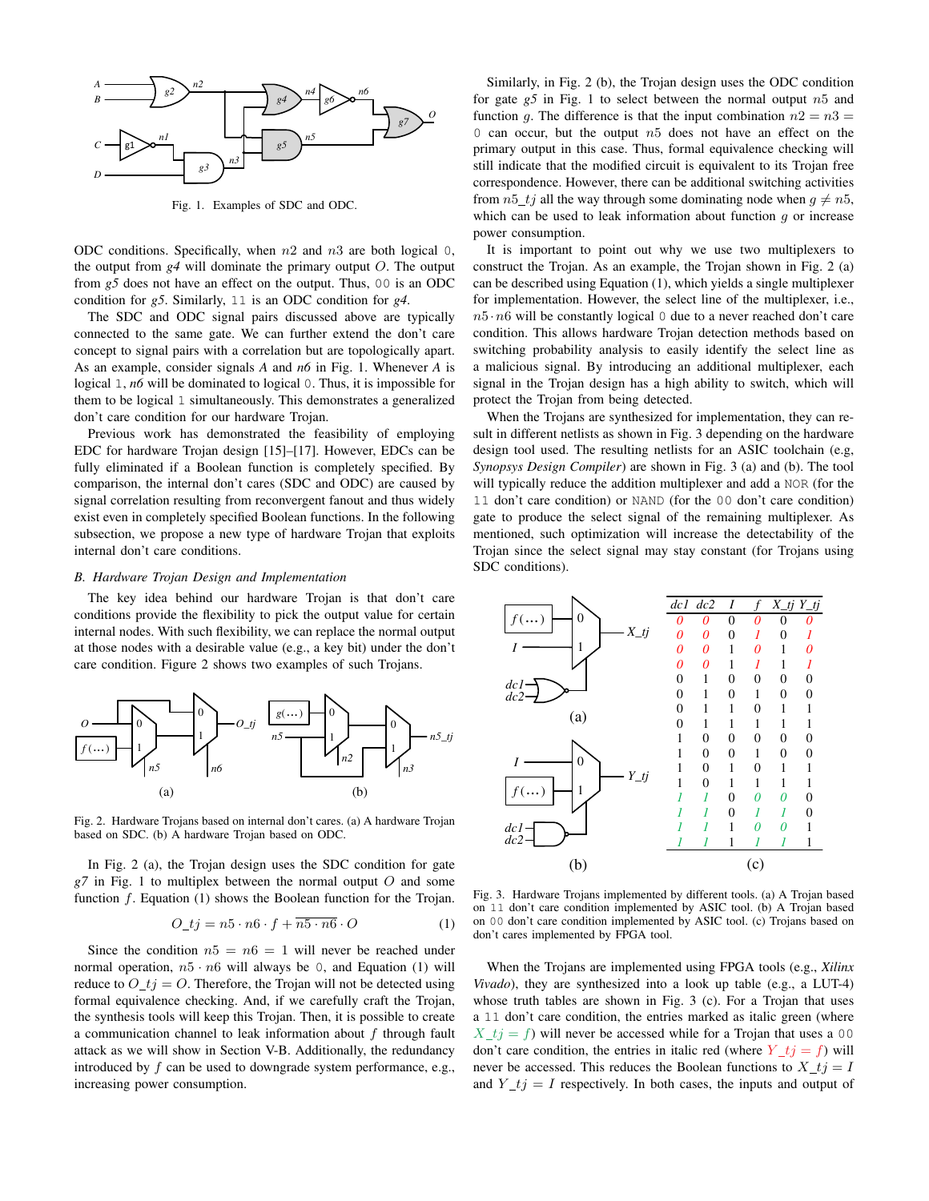Fig. 1. Examples of SDC and ODC.

ODC conditions. Specifically, when $n2$ and $n3$ are both logical `0`, the output from *g4* will dominate the primary output $O$. The output from *g5* does not have an effect on the output. Thus, `00` is an ODC condition for *g5*. Similarly, `11` is an ODC condition for *g4*.

The SDC and ODC signal pairs discussed above are typically connected to the same gate. We can further extend the don't care concept to signal pairs with a correlation but are topologically apart. As an example, consider signals *A* and *n6* in Fig. 1. Whenever *A* is logical `1`, *n6* will be dominated to logical `0`. Thus, it is impossible for them to be logical `1` simultaneously. This demonstrates a generalized don't care condition for our hardware Trojan.

Previous work has demonstrated the feasibility of employing EDC for hardware Trojan design [15]–[17]. However, EDCs can be fully eliminated if a Boolean function is completely specified. By comparison, the internal don't cares (SDC and ODC) are caused by signal correlation resulting from reconvergent fanout and thus widely exist even in completely specified Boolean functions. In the following subsection, we propose a new type of hardware Trojan that exploits internal don't care conditions.

### B. Hardware Trojan Design and Implementation

The key idea behind our hardware Trojan is that don't care conditions provide the flexibility to pick the output value for certain internal nodes. With such flexibility, we can replace the normal output at those nodes with a desirable value (e.g., a key bit) under the don't care condition. Figure 2 shows two examples of such Trojans.

Fig. 2. Hardware Trojans based on internal don't cares. (a) A hardware Trojan based on SDC. (b) A hardware Trojan based on ODC.

In Fig. 2 (a), the Trojan design uses the SDC condition for gate *g7* in Fig. 1 to multiplex between the normal output $O$ and some function $f$. Equation (1) shows the Boolean function for the Trojan.

$$O\_tj = n5 \cdot n6 \cdot f + \overline{n5 \cdot n6} \cdot O \qquad (1)$$

Since the condition $n5 = n6 = 1$ will never be reached under normal operation, $n5 \cdot n6$ will always be `0`, and Equation (1) will reduce to $O\_tj = O$. Therefore, the Trojan will not be detected using formal equivalence checking. And, if we carefully craft the Trojan, the synthesis tools will keep this Trojan. Then, it is possible to create a communication channel to leak information about $f$ through fault attack as we will show in Section V-B. Additionally, the redundancy introduced by $f$ can be used to downgrade system performance, e.g., increasing power consumption.

Similarly, in Fig. 2 (b), the Trojan design uses the ODC condition for gate *g5* in Fig. 1 to select between the normal output $n5$ and function $g$. The difference is that the input combination $n2 = n3 =$ `0` can occur, but the output $n5$ does not have an effect on the primary output in this case. Thus, formal equivalence checking will still indicate that the modified circuit is equivalent to its Trojan free correspondence. However, there can be additional switching activities from $n5\_tj$ all the way through some dominating node when $g \neq n5$, which can be used to leak information about function $g$ or increase power consumption.

It is important to point out why we use two multiplexers to construct the Trojan. As an example, the Trojan shown in Fig. 2 (a) can be described using Equation (1), which yields a single multiplexer for implementation. However, the select line of the multiplexer, i.e., $n5 \cdot n6$ will be constantly logical `0` due to a never reached don't care condition. This allows hardware Trojan detection methods based on switching probability analysis to easily identify the select line as a malicious signal. By introducing an additional multiplexer, each signal in the Trojan design has a high ability to switch, which will protect the Trojan from being detected.

When the Trojans are synthesized for implementation, they can result in different netlists as shown in Fig. 3 depending on the hardware design tool used. The resulting netlists for an ASIC toolchain (e.g, *Synopsys Design Compiler*) are shown in Fig. 3 (a) and (b). The tool will typically reduce the addition multiplexer and add a `NOR` (for the `11` don't care condition) or `NAND` (for the `00` don't care condition) gate to produce the select signal of the remaining multiplexer. As mentioned, such optimization will increase the detectability of the Trojan since the select signal may stay constant (for Trojans using SDC conditions).

| dc1 | dc2 | I | f | X_tj | Y_tj |
|---|---|---|---|---|---|
| *0* | *0* | 0 | *0* | 0 | *0* |
| *0* | *0* | 0 | *1* | 0 | *1* |
| *0* | *0* | 1 | *0* | 1 | *0* |
| *0* | *0* | 1 | *1* | 1 | *1* |
| 0 | 1 | 0 | 0 | 0 | 0 |
| 0 | 1 | 0 | 1 | 0 | 0 |
| 0 | 1 | 1 | 0 | 1 | 1 |
| 0 | 1 | 1 | 1 | 1 | 1 |
| 1 | 0 | 0 | 0 | 0 | 0 |
| 1 | 0 | 0 | 1 | 0 | 0 |
| 1 | 0 | 1 | 0 | 1 | 1 |
| 1 | 0 | 1 | 1 | 1 | 1 |
| *1* | *1* | 0 | *0* | *0* | 0 |
| *1* | *1* | 0 | *1* | *1* | 0 |
| *1* | *1* | 1 | *0* | *0* | 1 |
| *1* | *1* | 1 | *1* | *1* | 1 |

Fig. 3. Hardware Trojans implemented by different tools. (a) A Trojan based on `11` don't care condition implemented by ASIC tool. (b) A Trojan based on `00` don't care condition implemented by ASIC tool. (c) Trojans based on don't cares implemented by FPGA tool.

When the Trojans are implemented using FPGA tools (e.g., *Xilinx Vivado*), they are synthesized into a look up table (e.g., a LUT-4) whose truth tables are shown in Fig. 3 (c). For a Trojan that uses a `11` don't care condition, the entries marked as italic green (where $X\_tj = f$) will never be accessed while for a Trojan that uses a `00` don't care condition, the entries in italic red (where $Y\_tj = f$) will never be accessed. This reduces the Boolean functions to $X\_tj = I$ and $Y\_tj = I$ respectively. In both cases, the inputs and output of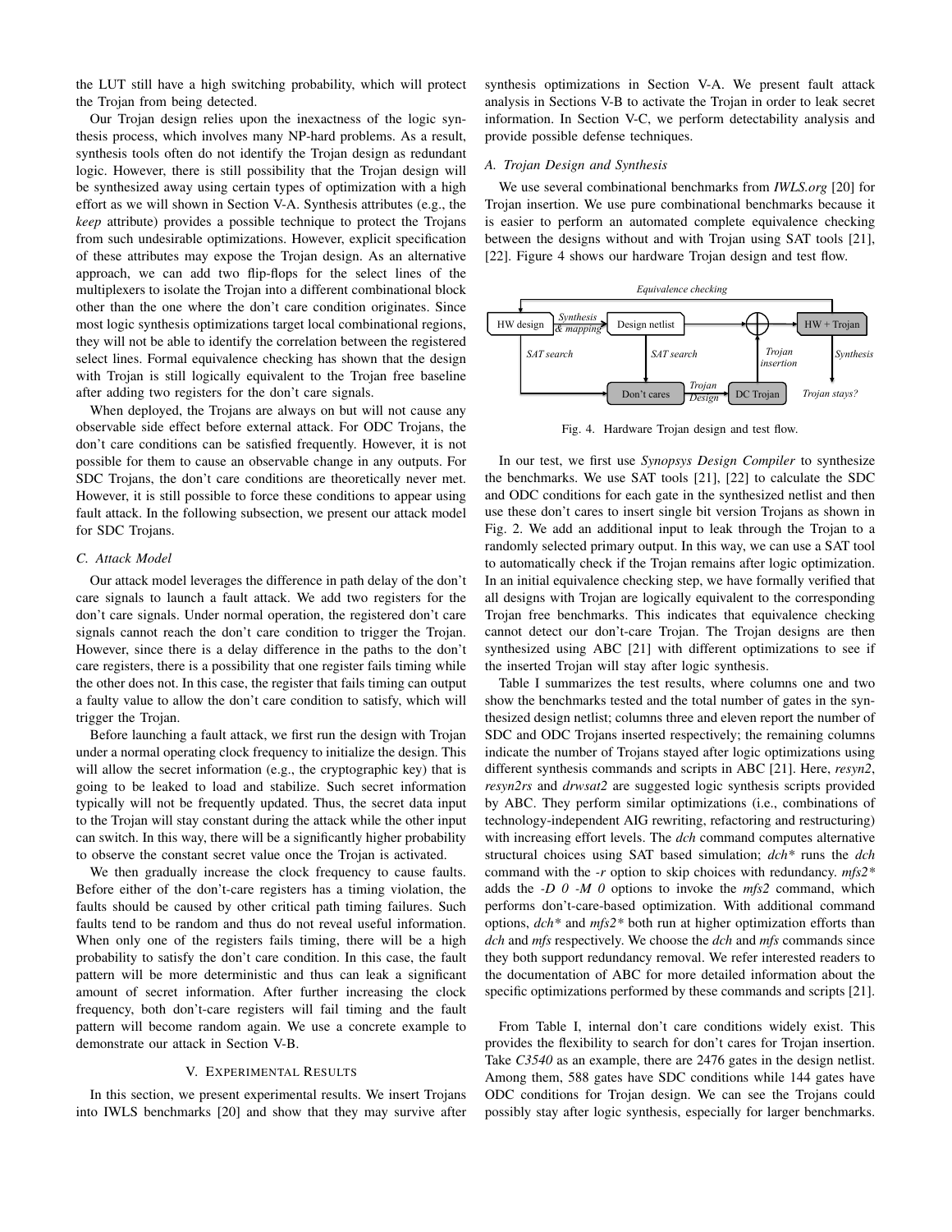the LUT still have a high switching probability, which will protect the Trojan from being detected.

Our Trojan design relies upon the inexactness of the logic synthesis process, which involves many NP-hard problems. As a result, synthesis tools often do not identify the Trojan design as redundant logic. However, there is still possibility that the Trojan design will be synthesized away using certain types of optimization with a high effort as we will shown in Section V-A. Synthesis attributes (e.g., the *keep* attribute) provides a possible technique to protect the Trojans from such undesirable optimizations. However, explicit specification of these attributes may expose the Trojan design. As an alternative approach, we can add two flip-flops for the select lines of the multiplexers to isolate the Trojan into a different combinational block other than the one where the don't care condition originates. Since most logic synthesis optimizations target local combinational regions, they will not be able to identify the correlation between the registered select lines. Formal equivalence checking has shown that the design with Trojan is still logically equivalent to the Trojan free baseline after adding two registers for the don't care signals.

When deployed, the Trojans are always on but will not cause any observable side effect before external attack. For ODC Trojans, the don't care conditions can be satisfied frequently. However, it is not possible for them to cause an observable change in any outputs. For SDC Trojans, the don't care conditions are theoretically never met. However, it is still possible to force these conditions to appear using fault attack. In the following subsection, we present our attack model for SDC Trojans.

### C. Attack Model

Our attack model leverages the difference in path delay of the don't care signals to launch a fault attack. We add two registers for the don't care signals. Under normal operation, the registered don't care signals cannot reach the don't care condition to trigger the Trojan. However, since there is a delay difference in the paths to the don't care registers, there is a possibility that one register fails timing while the other does not. In this case, the register that fails timing can output a faulty value to allow the don't care condition to satisfy, which will trigger the Trojan.

Before launching a fault attack, we first run the design with Trojan under a normal operating clock frequency to initialize the design. This will allow the secret information (e.g., the cryptographic key) that is going to be leaked to load and stabilize. Such secret information typically will not be frequently updated. Thus, the secret data input to the Trojan will stay constant during the attack while the other input can switch. In this way, there will be a significantly higher probability to observe the constant secret value once the Trojan is activated.

We then gradually increase the clock frequency to cause faults. Before either of the don't-care registers has a timing violation, the faults should be caused by other critical path timing failures. Such faults tend to be random and thus do not reveal useful information. When only one of the registers fails timing, there will be a high probability to satisfy the don't care condition. In this case, the fault pattern will be more deterministic and thus can leak a significant amount of secret information. After further increasing the clock frequency, both don't-care registers will fail timing and the fault pattern will become random again. We use a concrete example to demonstrate our attack in Section V-B.

## V. Experimental Results

In this section, we present experimental results. We insert Trojans into IWLS benchmarks [20] and show that they may survive after synthesis optimizations in Section V-A. We present fault attack analysis in Sections V-B to activate the Trojan in order to leak secret information. In Section V-C, we perform detectability analysis and provide possible defense techniques.

### A. Trojan Design and Synthesis

We use several combinational benchmarks from *IWLS.org* [20] for Trojan insertion. We use pure combinational benchmarks because it is easier to perform an automated complete equivalence checking between the designs without and with Trojan using SAT tools [21], [22]. Figure 4 shows our hardware Trojan design and test flow.

Fig. 4. Hardware Trojan design and test flow.

In our test, we first use *Synopsys Design Compiler* to synthesize the benchmarks. We use SAT tools [21], [22] to calculate the SDC and ODC conditions for each gate in the synthesized netlist and then use these don't cares to insert single bit version Trojans as shown in Fig. 2. We add an additional input to leak through the Trojan to a randomly selected primary output. In this way, we can use a SAT tool to automatically check if the Trojan remains after logic optimization. In an initial equivalence checking step, we have formally verified that all designs with Trojan are logically equivalent to the corresponding Trojan free benchmarks. This indicates that equivalence checking cannot detect our don't-care Trojan. The Trojan designs are then synthesized using ABC [21] with different optimizations to see if the inserted Trojan will stay after logic synthesis.

Table I summarizes the test results, where columns one and two show the benchmarks tested and the total number of gates in the synthesized design netlist; columns three and eleven report the number of SDC and ODC Trojans inserted respectively; the remaining columns indicate the number of Trojans stayed after logic optimizations using different synthesis commands and scripts in ABC [21]. Here, *resyn2*, *resyn2rs* and *drwsat2* are suggested logic synthesis scripts provided by ABC. They perform similar optimizations (i.e., combinations of technology-independent AIG rewriting, refactoring and restructuring) with increasing effort levels. The *dch* command computes alternative structural choices using SAT based simulation; *dch\** runs the *dch* command with the *-r* option to skip choices with redundancy. *mfs2\** adds the *-D 0 -M 0* options to invoke the *mfs2* command, which performs don't-care-based optimization. With additional command options, *dch\** and *mfs2\** both run at higher optimization efforts than *dch* and *mfs* respectively. We choose the *dch* and *mfs* commands since they both support redundancy removal. We refer interested readers to the documentation of ABC for more detailed information about the specific optimizations performed by these commands and scripts [21].

From Table I, internal don't care conditions widely exist. This provides the flexibility to search for don't cares for Trojan insertion. Take *C3540* as an example, there are 2476 gates in the design netlist. Among them, 588 gates have SDC conditions while 144 gates have ODC conditions for Trojan design. We can see the Trojans could possibly stay after logic synthesis, especially for larger benchmarks.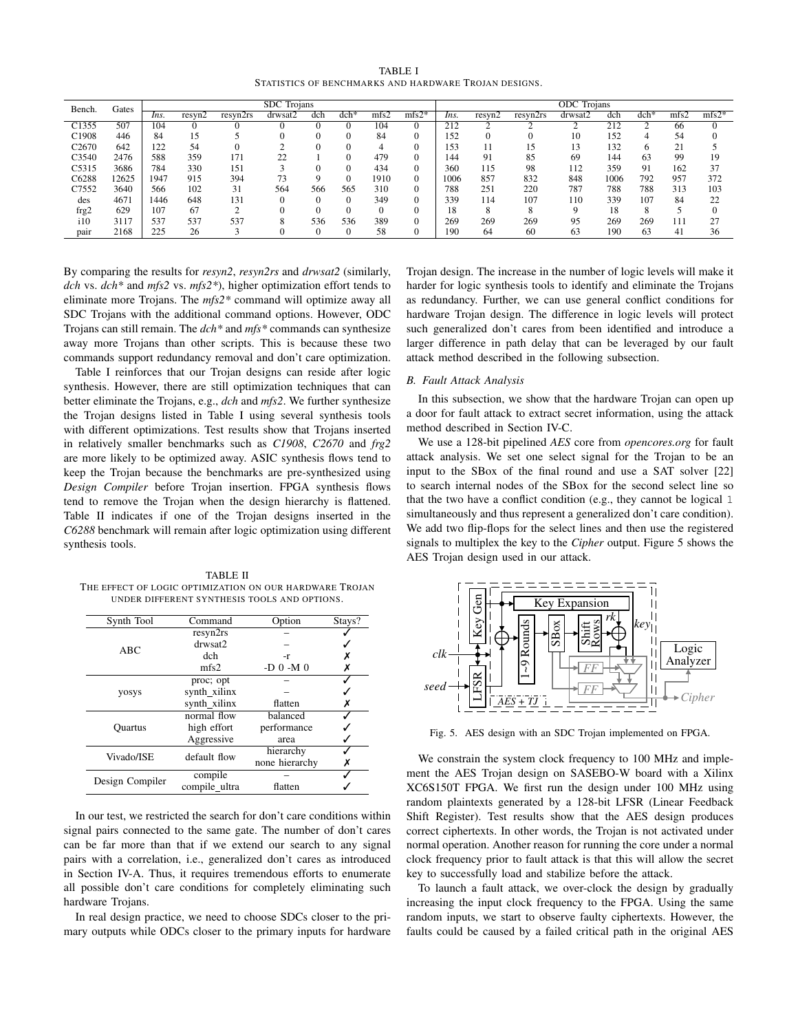TABLE I
STATISTICS OF BENCHMARKS AND HARDWARE TROJAN DESIGNS.

| Bench. | Gates | SDC Trojans | | | | | | | | ODC Trojans | | | | | | | |
|---|---|---|---|---|---|---|---|---|---|---|---|---|---|---|---|---|---|
| | | *Ins.* | resyn2 | resyn2rs | drwsat2 | dch | dch* | mfs2 | mfs2* | *Ins.* | resyn2 | resyn2rs | drwsat2 | dch | dch* | mfs2 | mfs2* |
| C1355 | 507 | 104 | 0 | 0 | 0 | 0 | 0 | 104 | 0 | 212 | 2 | 2 | 2 | 212 | 2 | 66 | 0 |
| C1908 | 446 | 84 | 15 | 5 | 0 | 0 | 0 | 84 | 0 | 152 | 0 | 0 | 10 | 152 | 4 | 54 | 0 |
| C2670 | 642 | 122 | 54 | 0 | 2 | 0 | 0 | 4 | 0 | 153 | 11 | 15 | 13 | 132 | 6 | 21 | 5 |
| C3540 | 2476 | 588 | 359 | 171 | 22 | 1 | 0 | 479 | 0 | 144 | 91 | 85 | 69 | 144 | 63 | 99 | 19 |
| C5315 | 3686 | 784 | 330 | 151 | 3 | 0 | 0 | 434 | 0 | 360 | 115 | 98 | 112 | 359 | 91 | 162 | 37 |
| C6288 | 12625 | 1947 | 915 | 394 | 73 | 9 | 0 | 1910 | 0 | 1006 | 857 | 832 | 848 | 1006 | 792 | 957 | 372 |
| C7552 | 3640 | 566 | 102 | 31 | 564 | 566 | 565 | 310 | 0 | 788 | 251 | 220 | 787 | 788 | 788 | 313 | 103 |
| des | 4671 | 1446 | 648 | 131 | 0 | 0 | 0 | 349 | 0 | 339 | 114 | 107 | 110 | 339 | 107 | 84 | 22 |
| frg2 | 629 | 107 | 67 | 2 | 0 | 0 | 0 | 0 | 0 | 18 | 8 | 8 | 9 | 18 | 8 | 5 | 0 |
| i10 | 3117 | 537 | 537 | 537 | 8 | 536 | 536 | 389 | 0 | 269 | 269 | 269 | 95 | 269 | 269 | 111 | 27 |
| pair | 2168 | 225 | 26 | 3 | 0 | 0 | 0 | 58 | 0 | 190 | 64 | 60 | 63 | 190 | 63 | 41 | 36 |

By comparing the results for *resyn2*, *resyn2rs* and *drwsat2* (similarly, *dch* vs. *dch** and *mfs2* vs. *mfs2**), higher optimization effort tends to eliminate more Trojans. The *mfs2** command will optimize away all SDC Trojans with the additional command options. However, ODC Trojans can still remain. The *dch** and *mfs** commands can synthesize away more Trojans than other scripts. This is because these two commands support redundancy removal and don't care optimization.

Table I reinforces that our Trojan designs can reside after logic synthesis. However, there are still optimization techniques that can better eliminate the Trojans, e.g., *dch* and *mfs2*. We further synthesize the Trojan designs listed in Table I using several synthesis tools with different optimizations. Test results show that Trojans inserted in relatively smaller benchmarks such as *C1908*, *C2670* and *frg2* are more likely to be optimized away. ASIC synthesis flows tend to keep the Trojan because the benchmarks are pre-synthesized using *Design Compiler* before Trojan insertion. FPGA synthesis flows tend to remove the Trojan when the design hierarchy is flattened. Table II indicates if one of the Trojan designs inserted in the *C6288* benchmark will remain after logic optimization using different synthesis tools.

TABLE II
THE EFFECT OF LOGIC OPTIMIZATION ON OUR HARDWARE TROJAN UNDER DIFFERENT SYNTHESIS TOOLS AND OPTIONS.

| Synth Tool | Command | Option | Stays? |
|---|---|---|---|
| ABC | resyn2rs | – | ✓ |
| | drwsat2 | – | ✓ |
| | dch | -r | ✗ |
| | mfs2 | -D 0 -M 0 | ✗ |
| yosys | proc; opt | – | ✓ |
| | synth_xilinx | – | ✓ |
| | synth_xilinx | flatten | ✗ |
| Quartus | normal flow | balanced | ✓ |
| | high effort | performance | ✓ |
| | Aggressive | area | ✓ |
| Vivado/ISE | default flow | hierarchy | ✓ |
| | | none hierarchy | ✗ |
| Design Compiler | compile | – | ✓ |
| | compile_ultra | flatten | ✓ |

In our test, we restricted the search for don't care conditions within signal pairs connected to the same gate. The number of don't cares can be far more than that if we extend our search to any signal pairs with a correlation, i.e., generalized don't cares as introduced in Section IV-A. Thus, it requires tremendous efforts to enumerate all possible don't care conditions for completely eliminating such hardware Trojans.

In real design practice, we need to choose SDCs closer to the primary outputs while ODCs closer to the primary inputs for hardware Trojan design. The increase in the number of logic levels will make it harder for logic synthesis tools to identify and eliminate the Trojans as redundancy. Further, we can use general conflict conditions for hardware Trojan design. The difference in logic levels will protect such generalized don't cares from been identified and introduce a larger difference in path delay that can be leveraged by our fault attack method described in the following subsection.

### B. Fault Attack Analysis

In this subsection, we show that the hardware Trojan can open up a door for fault attack to extract secret information, using the attack method described in Section IV-C.

We use a 128-bit pipelined *AES* core from *opencores.org* for fault attack analysis. We set one select signal for the Trojan to be an input to the SBox of the final round and use a SAT solver [22] to search internal nodes of the SBox for the second select line so that the two have a conflict condition (e.g., they cannot be logical `1` simultaneously and thus represent a generalized don't care condition). We add two flip-flops for the select lines and then use the registered signals to multiplex the key to the *Cipher* output. Figure 5 shows the AES Trojan design used in our attack.

Fig. 5. AES design with an SDC Trojan implemented on FPGA.

We constrain the system clock frequency to 100 MHz and implement the AES Trojan design on SASEBO-W board with a Xilinx XC6S150T FPGA. We first run the design under 100 MHz using random plaintexts generated by a 128-bit LFSR (Linear Feedback Shift Register). Test results show that the AES design produces correct ciphertexts. In other words, the Trojan is not activated under normal operation. Another reason for running the core under a normal clock frequency prior to fault attack is that this will allow the secret key to successfully load and stabilize before the attack.

To launch a fault attack, we over-clock the design by gradually increasing the input clock frequency to the FPGA. Using the same random inputs, we start to observe faulty ciphertexts. However, the faults could be caused by a failed critical path in the original AES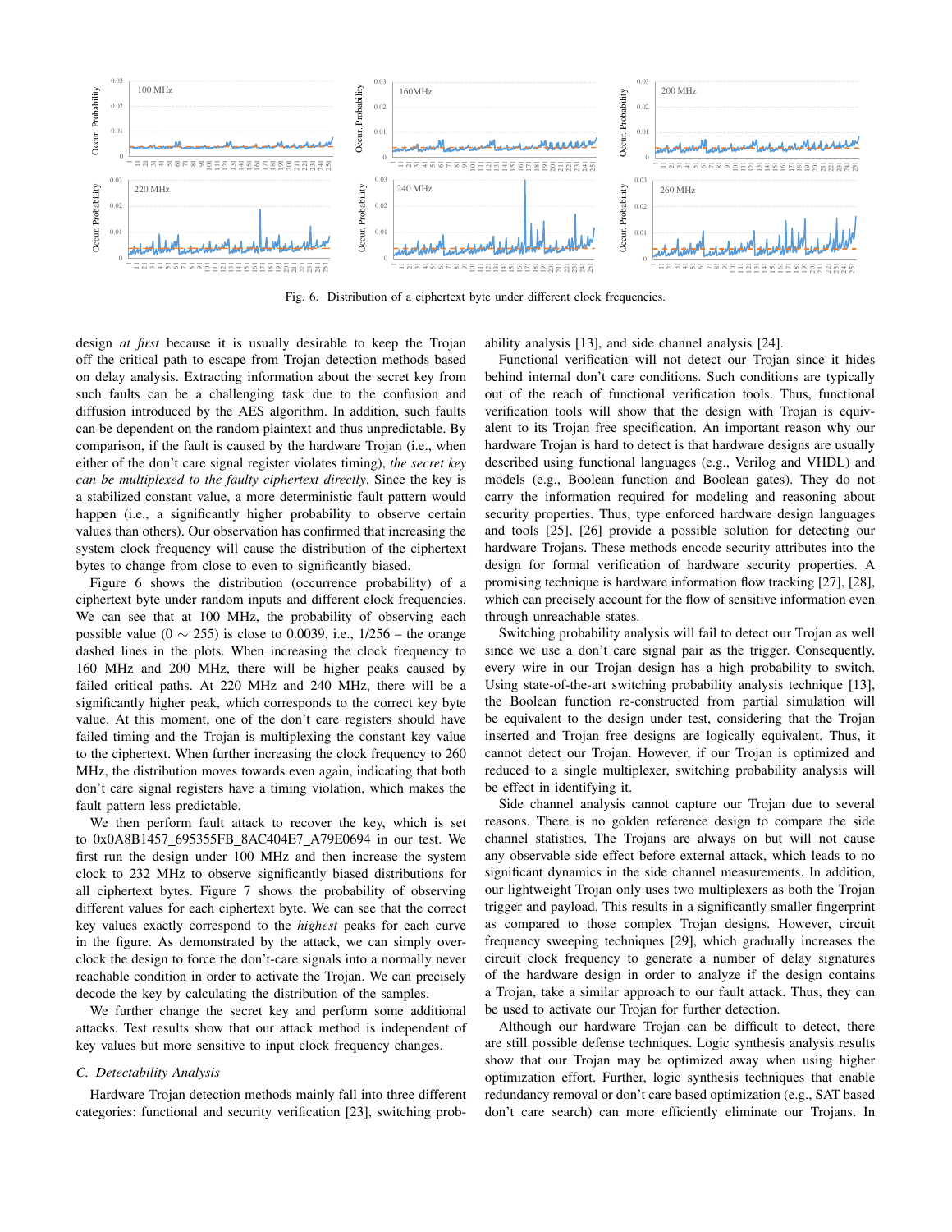Fig. 6. Distribution of a ciphertext byte under different clock frequencies.

design *at first* because it is usually desirable to keep the Trojan off the critical path to escape from Trojan detection methods based on delay analysis. Extracting information about the secret key from such faults can be a challenging task due to the confusion and diffusion introduced by the AES algorithm. In addition, such faults can be dependent on the random plaintext and thus unpredictable. By comparison, if the fault is caused by the hardware Trojan (i.e., when either of the don't care signal register violates timing), *the secret key can be multiplexed to the faulty ciphertext directly*. Since the key is a stabilized constant value, a more deterministic fault pattern would happen (i.e., a significantly higher probability to observe certain values than others). Our observation has confirmed that increasing the system clock frequency will cause the distribution of the ciphertext bytes to change from close to even to significantly biased.

Figure 6 shows the distribution (occurrence probability) of a ciphertext byte under random inputs and different clock frequencies. We can see that at 100 MHz, the probability of observing each possible value ($0 \sim 255$) is close to 0.0039, i.e., 1/256 – the orange dashed lines in the plots. When increasing the clock frequency to 160 MHz and 200 MHz, there will be higher peaks caused by failed critical paths. At 220 MHz and 240 MHz, there will be a significantly higher peak, which corresponds to the correct key byte value. At this moment, one of the don't care registers should have failed timing and the Trojan is multiplexing the constant key value to the ciphertext. When further increasing the clock frequency to 260 MHz, the distribution moves towards even again, indicating that both don't care signal registers have a timing violation, which makes the fault pattern less predictable.

We then perform fault attack to recover the key, which is set to 0x0A8B1457_695355FB_8AC404E7_A79E0694 in our test. We first run the design under 100 MHz and then increase the system clock to 232 MHz to observe significantly biased distributions for all ciphertext bytes. Figure 7 shows the probability of observing different values for each ciphertext byte. We can see that the correct key values exactly correspond to the *highest* peaks for each curve in the figure. As demonstrated by the attack, we can simply overclock the design to force the don't-care signals into a normally never reachable condition in order to activate the Trojan. We can precisely decode the key by calculating the distribution of the samples.

We further change the secret key and perform some additional attacks. Test results show that our attack method is independent of key values but more sensitive to input clock frequency changes.

### C. Detectability Analysis

Hardware Trojan detection methods mainly fall into three different categories: functional and security verification [23], switching probability analysis [13], and side channel analysis [24].

Functional verification will not detect our Trojan since it hides behind internal don't care conditions. Such conditions are typically out of the reach of functional verification tools. Thus, functional verification tools will show that the design with Trojan is equivalent to its Trojan free specification. An important reason why our hardware Trojan is hard to detect is that hardware designs are usually described using functional languages (e.g., Verilog and VHDL) and models (e.g., Boolean function and Boolean gates). They do not carry the information required for modeling and reasoning about security properties. Thus, type enforced hardware design languages and tools [25], [26] provide a possible solution for detecting our hardware Trojans. These methods encode security attributes into the design for formal verification of hardware security properties. A promising technique is hardware information flow tracking [27], [28], which can precisely account for the flow of sensitive information even through unreachable states.

Switching probability analysis will fail to detect our Trojan as well since we use a don't care signal pair as the trigger. Consequently, every wire in our Trojan design has a high probability to switch. Using state-of-the-art switching probability analysis technique [13], the Boolean function re-constructed from partial simulation will be equivalent to the design under test, considering that the Trojan inserted and Trojan free designs are logically equivalent. Thus, it cannot detect our Trojan. However, if our Trojan is optimized and reduced to a single multiplexer, switching probability analysis will be effect in identifying it.

Side channel analysis cannot capture our Trojan due to several reasons. There is no golden reference design to compare the side channel statistics. The Trojans are always on but will not cause any observable side effect before external attack, which leads to no significant dynamics in the side channel measurements. In addition, our lightweight Trojan only uses two multiplexers as both the Trojan trigger and payload. This results in a significantly smaller fingerprint as compared to those complex Trojan designs. However, circuit frequency sweeping techniques [29], which gradually increases the circuit clock frequency to generate a number of delay signatures of the hardware design in order to analyze if the design contains a Trojan, take a similar approach to our fault attack. Thus, they can be used to activate our Trojan for further detection.

Although our hardware Trojan can be difficult to detect, there are still possible defense techniques. Logic synthesis analysis results show that our Trojan may be optimized away when using higher optimization effort. Further, logic synthesis techniques that enable redundancy removal or don't care based optimization (e.g., SAT based don't care search) can more efficiently eliminate our Trojans. In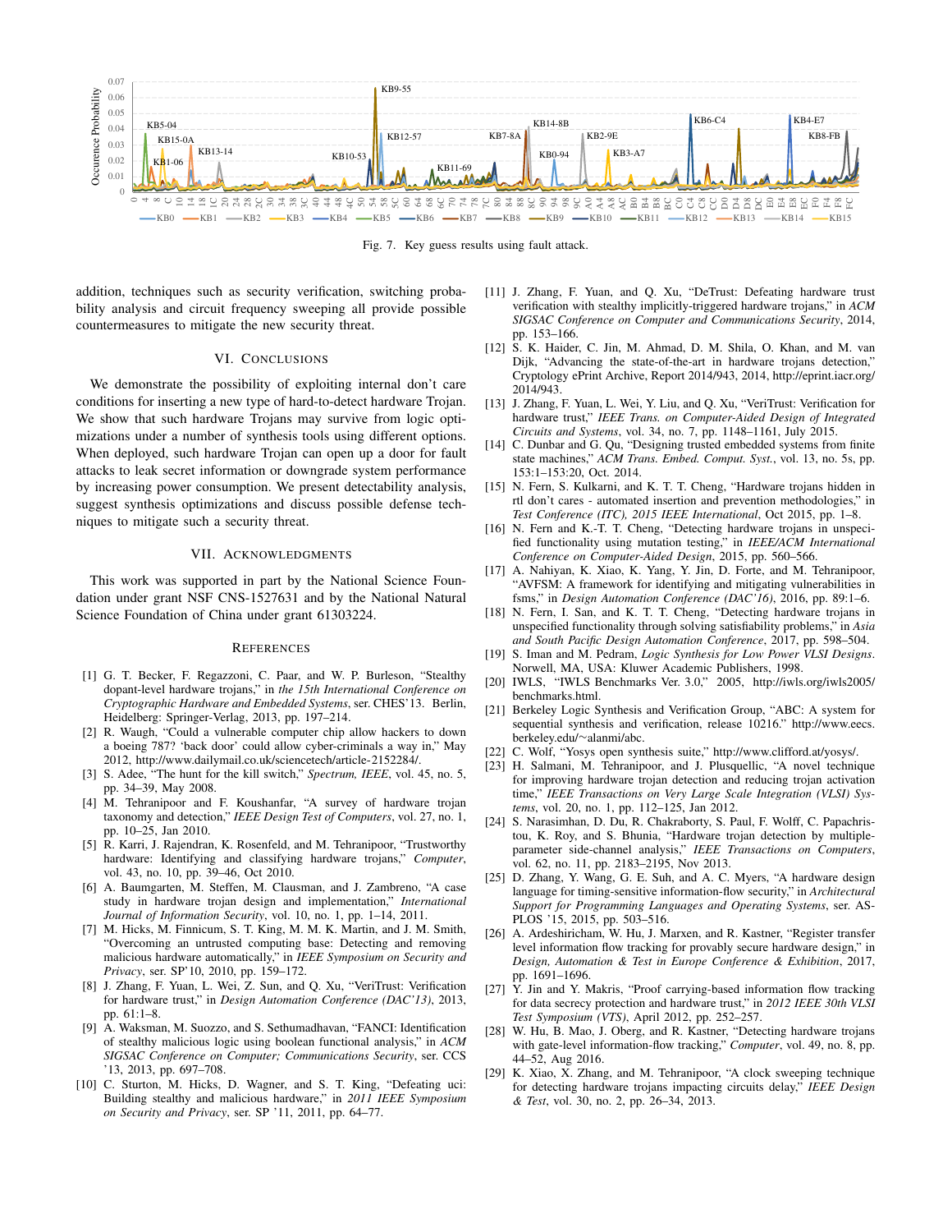0.07
0.06
0.05
0.04
0.03
0.02
0.01
0

Occurence Probability

KB5-04
KB15-0A
KB1-06
KB13-14
KB10-53
KB9-55
KB12-57
KB11-69
KB7-8A
KB14-8B
KB0-94
KB2-9E
KB3-A7
KB6-C4
KB4-E7
KB8-FB

0 4 8 C 10 14 18 1C 20 24 28 2C 30 34 38 3C 40 44 48 4C 50 54 58 5C 60 64 68 6C 70 74 78 7C 80 84 88 8C 90 94 98 9C A0 A4 A8 AC B0 B4 B8 BC C0 C4 C8 CC D0 D4 D8 DC E0 E4 E8 EC F0 F4 F8 FC

KB0 KB1 KB2 KB3 KB4 KB5 KB6 KB7 KB8 KB9 KB10 KB11 KB12 KB13 KB14 KB15

Fig. 7. Key guess results using fault attack.

addition, techniques such as security verification, switching probability analysis and circuit frequency sweeping all provide possible countermeasures to mitigate the new security threat.

## VI. Conclusions

We demonstrate the possibility of exploiting internal don't care conditions for inserting a new type of hard-to-detect hardware Trojan. We show that such hardware Trojans may survive from logic optimizations under a number of synthesis tools using different options. When deployed, such hardware Trojan can open up a door for fault attacks to leak secret information or downgrade system performance by increasing power consumption. We present detectability analysis, suggest synthesis optimizations and discuss possible defense techniques to mitigate such a security threat.

## VII. Acknowledgments

This work was supported in part by the National Science Foundation under grant NSF CNS-1527631 and by the National Natural Science Foundation of China under grant 61303224.

## References

[1] G. T. Becker, F. Regazzoni, C. Paar, and W. P. Burleson, "Stealthy dopant-level hardware trojans," in *the 15th International Conference on Cryptographic Hardware and Embedded Systems*, ser. CHES'13. Berlin, Heidelberg: Springer-Verlag, 2013, pp. 197–214.

[2] R. Waugh, "Could a vulnerable computer chip allow hackers to down a boeing 787? 'back door' could allow cyber-criminals a way in," May 2012, http://www.dailymail.co.uk/sciencetech/article-2152284/.

[3] S. Adee, "The hunt for the kill switch," *Spectrum, IEEE*, vol. 45, no. 5, pp. 34–39, May 2008.

[4] M. Tehranipoor and F. Koushanfar, "A survey of hardware trojan taxonomy and detection," *IEEE Design Test of Computers*, vol. 27, no. 1, pp. 10–25, Jan 2010.

[5] R. Karri, J. Rajendran, K. Rosenfeld, and M. Tehranipoor, "Trustworthy hardware: Identifying and classifying hardware trojans," *Computer*, vol. 43, no. 10, pp. 39–46, Oct 2010.

[6] A. Baumgarten, M. Steffen, M. Clausman, and J. Zambreno, "A case study in hardware trojan design and implementation," *International Journal of Information Security*, vol. 10, no. 1, pp. 1–14, 2011.

[7] M. Hicks, M. Finnicum, S. T. King, M. M. K. Martin, and J. M. Smith, "Overcoming an untrusted computing base: Detecting and removing malicious hardware automatically," in *IEEE Symposium on Security and Privacy*, ser. SP'10, 2010, pp. 159–172.

[8] J. Zhang, F. Yuan, L. Wei, Z. Sun, and Q. Xu, "VeriTrust: Verification for hardware trust," in *Design Automation Conference (DAC'13)*, 2013, pp. 61:1–8.

[9] A. Waksman, M. Suozzo, and S. Sethumadhavan, "FANCI: Identification of stealthy malicious logic using boolean functional analysis," in *ACM SIGSAC Conference on Computer; Communications Security*, ser. CCS '13, 2013, pp. 697–708.

[10] C. Sturton, M. Hicks, D. Wagner, and S. T. King, "Defeating uci: Building stealthy and malicious hardware," in *2011 IEEE Symposium on Security and Privacy*, ser. SP '11, 2011, pp. 64–77.

[11] J. Zhang, F. Yuan, and Q. Xu, "DeTrust: Defeating hardware trust verification with stealthy implicitly-triggered hardware trojans," in *ACM SIGSAC Conference on Computer and Communications Security*, 2014, pp. 153–166.

[12] S. K. Haider, C. Jin, M. Ahmad, D. M. Shila, O. Khan, and M. van Dijk, "Advancing the state-of-the-art in hardware trojans detection," Cryptology ePrint Archive, Report 2014/943, 2014, http://eprint.iacr.org/2014/943.

[13] J. Zhang, F. Yuan, L. Wei, Y. Liu, and Q. Xu, "VeriTrust: Verification for hardware trust," *IEEE Trans. on Computer-Aided Design of Integrated Circuits and Systems*, vol. 34, no. 7, pp. 1148–1161, July 2015.

[14] C. Dunbar and G. Qu, "Designing trusted embedded systems from finite state machines," *ACM Trans. Embed. Comput. Syst.*, vol. 13, no. 5s, pp. 153:1–153:20, Oct. 2014.

[15] N. Fern, S. Kulkarni, and K. T. T. Cheng, "Hardware trojans hidden in rtl don't cares - automated insertion and prevention methodologies," in *Test Conference (ITC), 2015 IEEE International*, Oct 2015, pp. 1–8.

[16] N. Fern and K.-T. T. Cheng, "Detecting hardware trojans in unspecified functionality using mutation testing," in *IEEE/ACM International Conference on Computer-Aided Design*, 2015, pp. 560–566.

[17] A. Nahiyan, K. Xiao, K. Yang, Y. Jin, D. Forte, and M. Tehranipoor, "AVFSM: A framework for identifying and mitigating vulnerabilities in fsms," in *Design Automation Conference (DAC'16)*, 2016, pp. 89:1–6.

[18] N. Fern, I. San, and K. T. T. Cheng, "Detecting hardware trojans in unspecified functionality through solving satisfiability problems," in *Asia and South Pacific Design Automation Conference*, 2017, pp. 598–504.

[19] S. Iman and M. Pedram, *Logic Synthesis for Low Power VLSI Designs*. Norwell, MA, USA: Kluwer Academic Publishers, 1998.

[20] IWLS, "IWLS Benchmarks Ver. 3.0," 2005, http://iwls.org/iwls2005/benchmarks.html.

[21] Berkeley Logic Synthesis and Verification Group, "ABC: A system for sequential synthesis and verification, release 10216." http://www.eecs.berkeley.edu/~alanmi/abc.

[22] C. Wolf, "Yosys open synthesis suite," http://www.clifford.at/yosys/.

[23] H. Salmani, M. Tehranipoor, and J. Plusquellic, "A novel technique for improving hardware trojan detection and reducing trojan activation time," *IEEE Transactions on Very Large Scale Integration (VLSI) Systems*, vol. 20, no. 1, pp. 112–125, Jan 2012.

[24] S. Narasimhan, D. Du, R. Chakraborty, S. Paul, F. Wolff, C. Papachristou, K. Roy, and S. Bhunia, "Hardware trojan detection by multiple-parameter side-channel analysis," *IEEE Transactions on Computers*, vol. 62, no. 11, pp. 2183–2195, Nov 2013.

[25] D. Zhang, Y. Wang, G. E. Suh, and A. C. Myers, "A hardware design language for timing-sensitive information-flow security," in *Architectural Support for Programming Languages and Operating Systems*, ser. ASPLOS '15, 2015, pp. 503–516.

[26] A. Ardeshiricham, W. Hu, J. Marxen, and R. Kastner, "Register transfer level information flow tracking for provably secure hardware design," in *Design, Automation & Test in Europe Conference & Exhibition*, 2017, pp. 1691–1696.

[27] Y. Jin and Y. Makris, "Proof carrying-based information flow tracking for data secrecy protection and hardware trust," in *2012 IEEE 30th VLSI Test Symposium (VTS)*, April 2012, pp. 252–257.

[28] W. Hu, B. Mao, J. Oberg, and R. Kastner, "Detecting hardware trojans with gate-level information-flow tracking," *Computer*, vol. 49, no. 8, pp. 44–52, Aug 2016.

[29] K. Xiao, X. Zhang, and M. Tehranipoor, "A clock sweeping technique for detecting hardware trojans impacting circuits delay," *IEEE Design & Test*, vol. 30, no. 2, pp. 26–34, 2013.